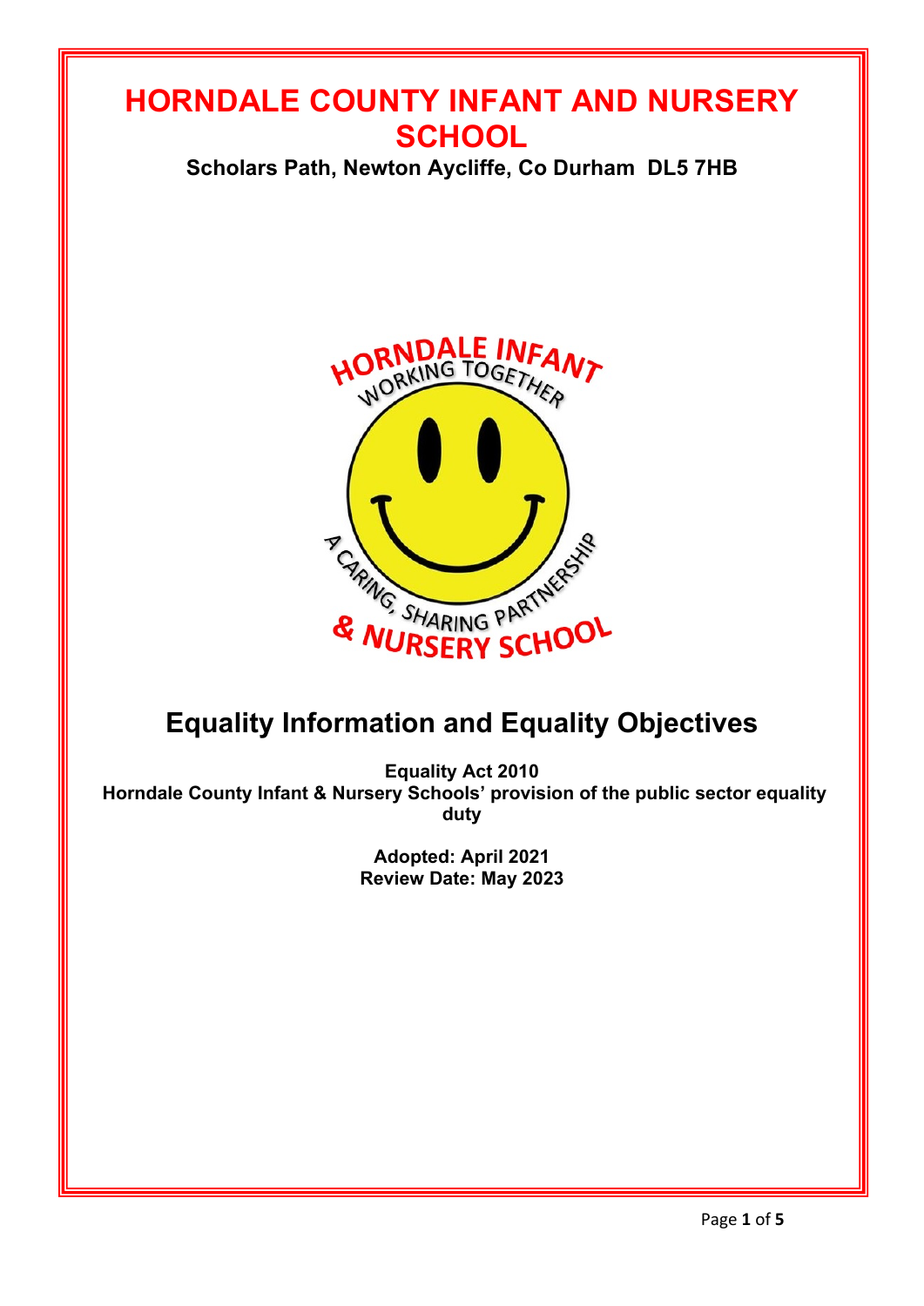# HORNDALE COUNTY INFANT AND NURSERY SCHOOL

**Scholars Path, Newton Aycliffe, Co Durham DL5 7HB**

## Equality Information and Equality Objectives

**Equality Act 2010**
**Horndale County Infant & Nursery Schools' provision of the public sector equality duty**

**Adopted: April 2021**
**Review Date: May 2023**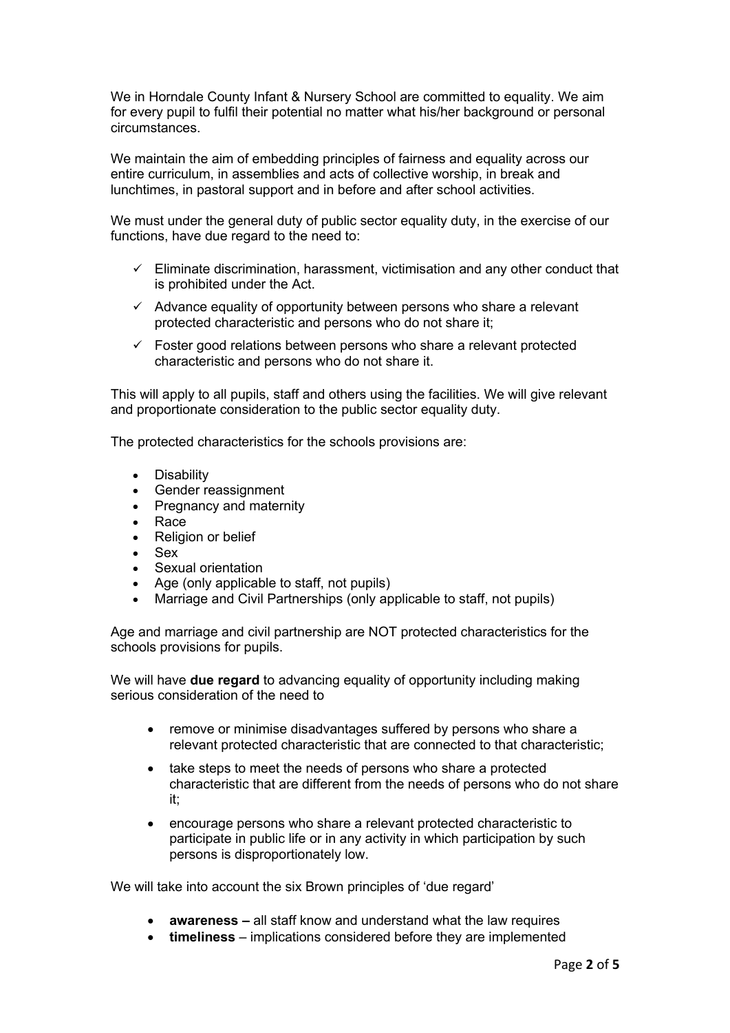We in Horndale County Infant & Nursery School are committed to equality. We aim for every pupil to fulfil their potential no matter what his/her background or personal circumstances.

We maintain the aim of embedding principles of fairness and equality across our entire curriculum, in assemblies and acts of collective worship, in break and lunchtimes, in pastoral support and in before and after school activities.

We must under the general duty of public sector equality duty, in the exercise of our functions, have due regard to the need to:

- ✓ Eliminate discrimination, harassment, victimisation and any other conduct that is prohibited under the Act.
- ✓ Advance equality of opportunity between persons who share a relevant protected characteristic and persons who do not share it;
- ✓ Foster good relations between persons who share a relevant protected characteristic and persons who do not share it.

This will apply to all pupils, staff and others using the facilities. We will give relevant and proportionate consideration to the public sector equality duty.

The protected characteristics for the schools provisions are:

- Disability
- Gender reassignment
- Pregnancy and maternity
- Race
- Religion or belief
- Sex
- Sexual orientation
- Age (only applicable to staff, not pupils)
- Marriage and Civil Partnerships (only applicable to staff, not pupils)

Age and marriage and civil partnership are NOT protected characteristics for the schools provisions for pupils.

We will have **due regard** to advancing equality of opportunity including making serious consideration of the need to

- remove or minimise disadvantages suffered by persons who share a relevant protected characteristic that are connected to that characteristic;
- take steps to meet the needs of persons who share a protected characteristic that are different from the needs of persons who do not share it;
- encourage persons who share a relevant protected characteristic to participate in public life or in any activity in which participation by such persons is disproportionately low.

We will take into account the six Brown principles of 'due regard'

- **awareness –** all staff know and understand what the law requires
- **timeliness** – implications considered before they are implemented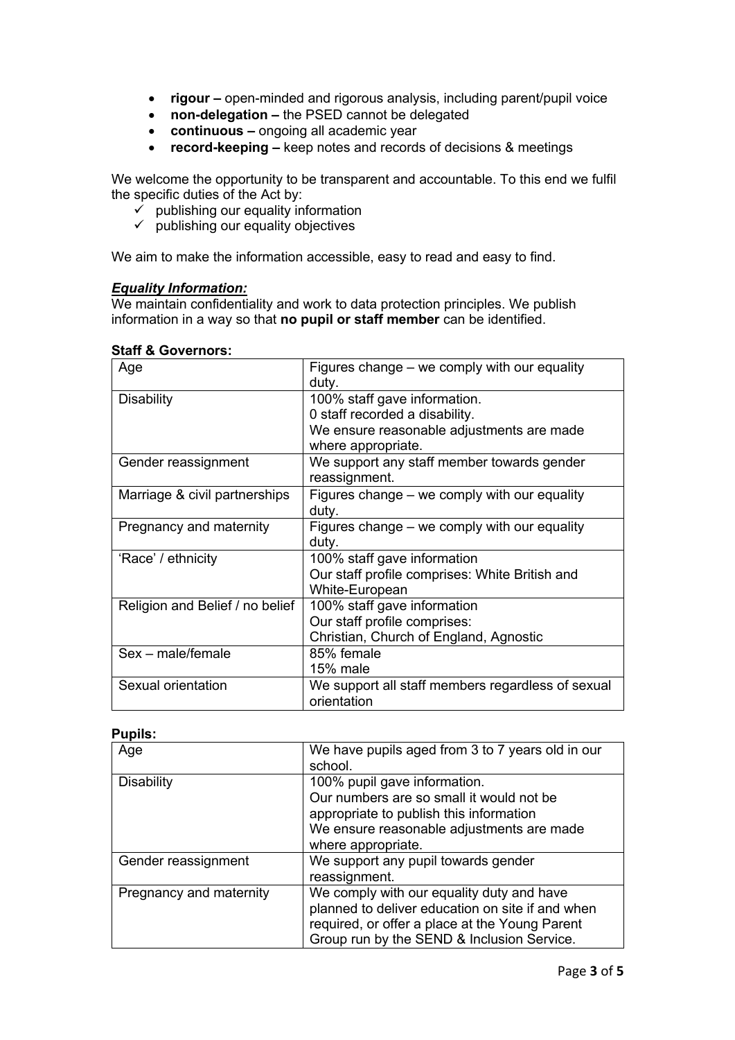- **rigour –** open-minded and rigorous analysis, including parent/pupil voice
- **non-delegation –** the PSED cannot be delegated
- **continuous –** ongoing all academic year
- **record-keeping –** keep notes and records of decisions & meetings

We welcome the opportunity to be transparent and accountable. To this end we fulfil the specific duties of the Act by:

- ✓ publishing our equality information
- ✓ publishing our equality objectives

We aim to make the information accessible, easy to read and easy to find.

***Equality Information:***

We maintain confidentiality and work to data protection principles. We publish information in a way so that **no pupil or staff member** can be identified.

**Staff & Governors:**

| Age | Figures change – we comply with our equality duty. |
|---|---|
| Disability | 100% staff gave information.<br>0 staff recorded a disability.<br>We ensure reasonable adjustments are made where appropriate. |
| Gender reassignment | We support any staff member towards gender reassignment. |
| Marriage & civil partnerships | Figures change – we comply with our equality duty. |
| Pregnancy and maternity | Figures change – we comply with our equality duty. |
| 'Race' / ethnicity | 100% staff gave information<br>Our staff profile comprises: White British and White-European |
| Religion and Belief / no belief | 100% staff gave information<br>Our staff profile comprises:<br>Christian, Church of England, Agnostic |
| Sex – male/female | 85% female<br>15% male |
| Sexual orientation | We support all staff members regardless of sexual orientation |

**Pupils:**

| Age | We have pupils aged from 3 to 7 years old in our school. |
|---|---|
| Disability | 100% pupil gave information.<br>Our numbers are so small it would not be appropriate to publish this information<br>We ensure reasonable adjustments are made where appropriate. |
| Gender reassignment | We support any pupil towards gender reassignment. |
| Pregnancy and maternity | We comply with our equality duty and have planned to deliver education on site if and when required, or offer a place at the Young Parent Group run by the SEND & Inclusion Service. |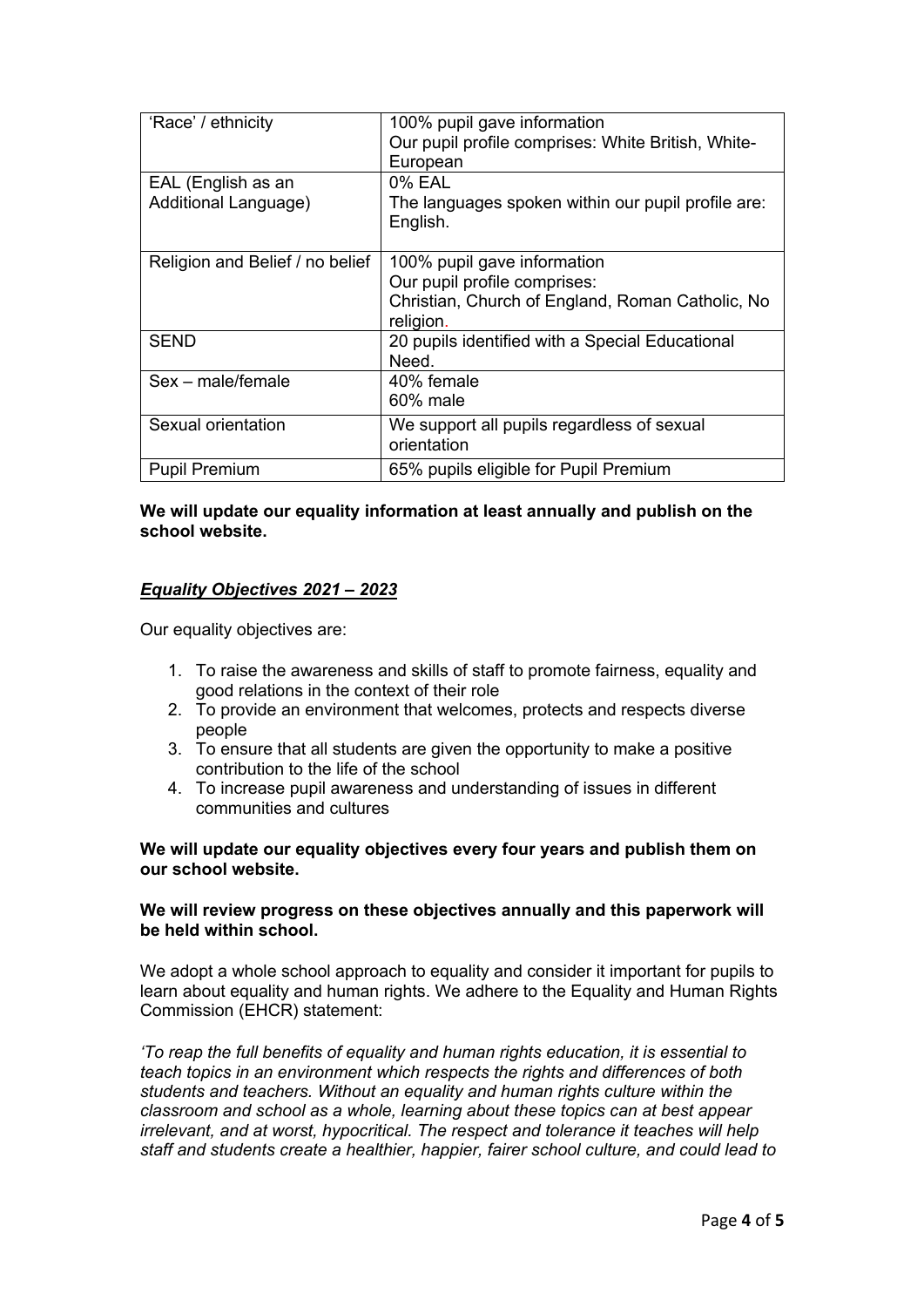| 'Race' / ethnicity | 100% pupil gave information<br>Our pupil profile comprises: White British, White-European |
| --- | --- |
| EAL (English as an Additional Language) | 0% EAL<br>The languages spoken within our pupil profile are: English. |
| Religion and Belief / no belief | 100% pupil gave information<br>Our pupil profile comprises:<br>Christian, Church of England, Roman Catholic, No religion. |
| SEND | 20 pupils identified with a Special Educational Need. |
| Sex – male/female | 40% female<br>60% male |
| Sexual orientation | We support all pupils regardless of sexual orientation |
| Pupil Premium | 65% pupils eligible for Pupil Premium |

**We will update our equality information at least annually and publish on the school website.**

***Equality Objectives 2021 – 2023***

Our equality objectives are:

1. To raise the awareness and skills of staff to promote fairness, equality and good relations in the context of their role
2. To provide an environment that welcomes, protects and respects diverse people
3. To ensure that all students are given the opportunity to make a positive contribution to the life of the school
4. To increase pupil awareness and understanding of issues in different communities and cultures

**We will update our equality objectives every four years and publish them on our school website.**

**We will review progress on these objectives annually and this paperwork will be held within school.**

We adopt a whole school approach to equality and consider it important for pupils to learn about equality and human rights. We adhere to the Equality and Human Rights Commission (EHCR) statement:

*'To reap the full benefits of equality and human rights education, it is essential to teach topics in an environment which respects the rights and differences of both students and teachers. Without an equality and human rights culture within the classroom and school as a whole, learning about these topics can at best appear irrelevant, and at worst, hypocritical. The respect and tolerance it teaches will help staff and students create a healthier, happier, fairer school culture, and could lead to*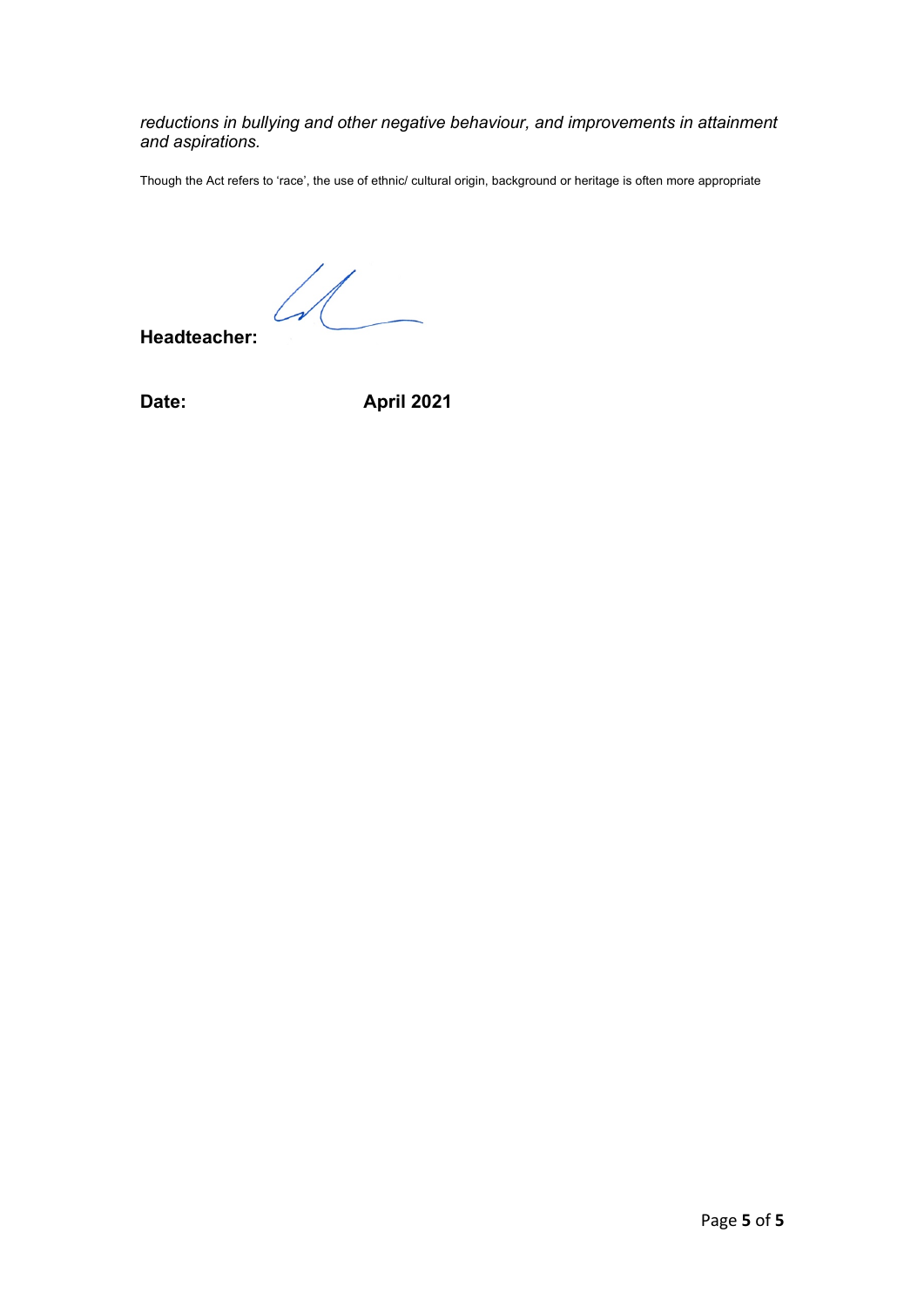*reductions in bullying and other negative behaviour, and improvements in attainment and aspirations.*

Though the Act refers to 'race', the use of ethnic/ cultural origin, background or heritage is often more appropriate

**Headteacher:**

**Date:** **April 2021**